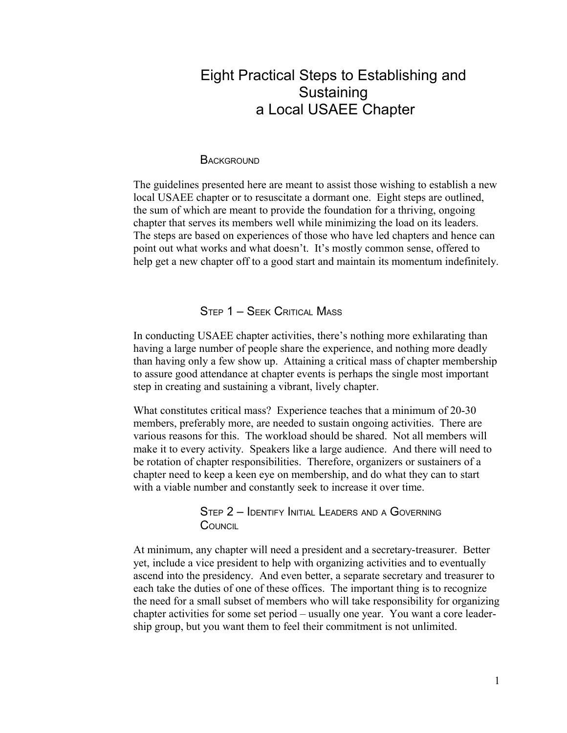# Eight Practical Steps to Establishing and Sustaining a Local USAEE Chapter

## Background

The guidelines presented here are meant to assist those wishing to establish a new local USAEE chapter or to resuscitate a dormant one. Eight steps are outlined, the sum of which are meant to provide the foundation for a thriving, ongoing chapter that serves its members well while minimizing the load on its leaders. The steps are based on experiences of those who have led chapters and hence can point out what works and what doesn't. It's mostly common sense, offered to help get a new chapter off to a good start and maintain its momentum indefinitely.

## Step 1 – Seek Critical Mass

In conducting USAEE chapter activities, there's nothing more exhilarating than having a large number of people share the experience, and nothing more deadly than having only a few show up. Attaining a critical mass of chapter membership to assure good attendance at chapter events is perhaps the single most important step in creating and sustaining a vibrant, lively chapter.

What constitutes critical mass? Experience teaches that a minimum of 20-30 members, preferably more, are needed to sustain ongoing activities. There are various reasons for this. The workload should be shared. Not all members will make it to every activity. Speakers like a large audience. And there will need to be rotation of chapter responsibilities. Therefore, organizers or sustainers of a chapter need to keep a keen eye on membership, and do what they can to start with a viable number and constantly seek to increase it over time.

## Step 2 – Identify Initial Leaders and a Governing Council

At minimum, any chapter will need a president and a secretary-treasurer. Better yet, include a vice president to help with organizing activities and to eventually ascend into the presidency. And even better, a separate secretary and treasurer to each take the duties of one of these offices. The important thing is to recognize the need for a small subset of members who will take responsibility for organizing chapter activities for some set period – usually one year. You want a core leadership group, but you want them to feel their commitment is not unlimited.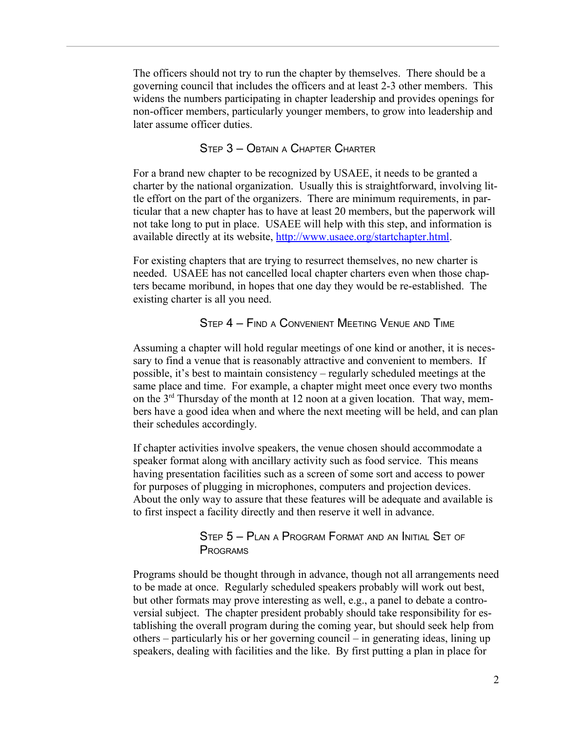The officers should not try to run the chapter by themselves. There should be a governing council that includes the officers and at least 2-3 other members. This widens the numbers participating in chapter leadership and provides openings for non-officer members, particularly younger members, to grow into leadership and later assume officer duties.

### Step 3 – Obtain a Chapter Charter

For a brand new chapter to be recognized by USAEE, it needs to be granted a charter by the national organization. Usually this is straightforward, involving little effort on the part of the organizers. There are minimum requirements, in particular that a new chapter has to have at least 20 members, but the paperwork will not take long to put in place. USAEE will help with this step, and information is available directly at its website, [http://www.usaee.org/startchapter.html](http://www.usaee.org/startchapter.html).

For existing chapters that are trying to resurrect themselves, no new charter is needed. USAEE has not cancelled local chapter charters even when those chapters became moribund, in hopes that one day they would be re-established. The existing charter is all you need.

### Step 4 – Find a Convenient Meeting Venue and Time

Assuming a chapter will hold regular meetings of one kind or another, it is necessary to find a venue that is reasonably attractive and convenient to members. If possible, it's best to maintain consistency – regularly scheduled meetings at the same place and time. For example, a chapter might meet once every two months on the 3rd Thursday of the month at 12 noon at a given location. That way, members have a good idea when and where the next meeting will be held, and can plan their schedules accordingly.

If chapter activities involve speakers, the venue chosen should accommodate a speaker format along with ancillary activity such as food service. This means having presentation facilities such as a screen of some sort and access to power for purposes of plugging in microphones, computers and projection devices. About the only way to assure that these features will be adequate and available is to first inspect a facility directly and then reserve it well in advance.

### Step 5 – Plan a Program Format and an Initial Set of Programs

Programs should be thought through in advance, though not all arrangements need to be made at once. Regularly scheduled speakers probably will work out best, but other formats may prove interesting as well, e.g., a panel to debate a controversial subject. The chapter president probably should take responsibility for establishing the overall program during the coming year, but should seek help from others – particularly his or her governing council – in generating ideas, lining up speakers, dealing with facilities and the like. By first putting a plan in place for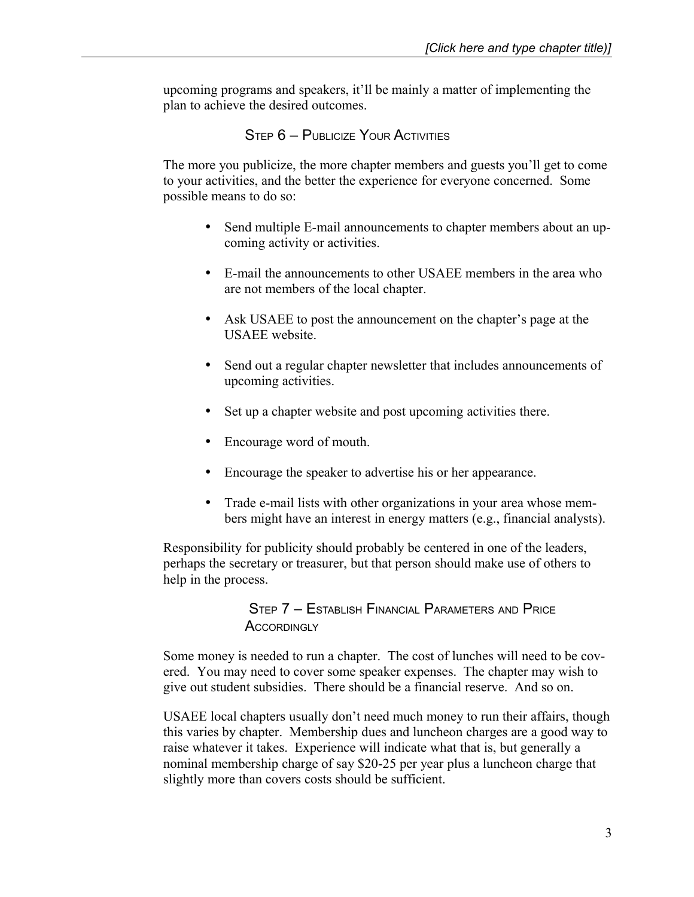upcoming programs and speakers, it'll be mainly a matter of implementing the plan to achieve the desired outcomes.

### Step 6 – Publicize Your Activities

The more you publicize, the more chapter members and guests you'll get to come to your activities, and the better the experience for everyone concerned. Some possible means to do so:

- Send multiple E-mail announcements to chapter members about an upcoming activity or activities.
- E-mail the announcements to other USAEE members in the area who are not members of the local chapter.
- Ask USAEE to post the announcement on the chapter's page at the USAEE website.
- Send out a regular chapter newsletter that includes announcements of upcoming activities.
- Set up a chapter website and post upcoming activities there.
- Encourage word of mouth.
- Encourage the speaker to advertise his or her appearance.
- Trade e-mail lists with other organizations in your area whose members might have an interest in energy matters (e.g., financial analysts).

Responsibility for publicity should probably be centered in one of the leaders, perhaps the secretary or treasurer, but that person should make use of others to help in the process.

### Step 7 – Establish Financial Parameters and Price Accordingly

Some money is needed to run a chapter. The cost of lunches will need to be covered. You may need to cover some speaker expenses. The chapter may wish to give out student subsidies. There should be a financial reserve. And so on.

USAEE local chapters usually don't need much money to run their affairs, though this varies by chapter. Membership dues and luncheon charges are a good way to raise whatever it takes. Experience will indicate what that is, but generally a nominal membership charge of say $20-25 per year plus a luncheon charge that slightly more than covers costs should be sufficient.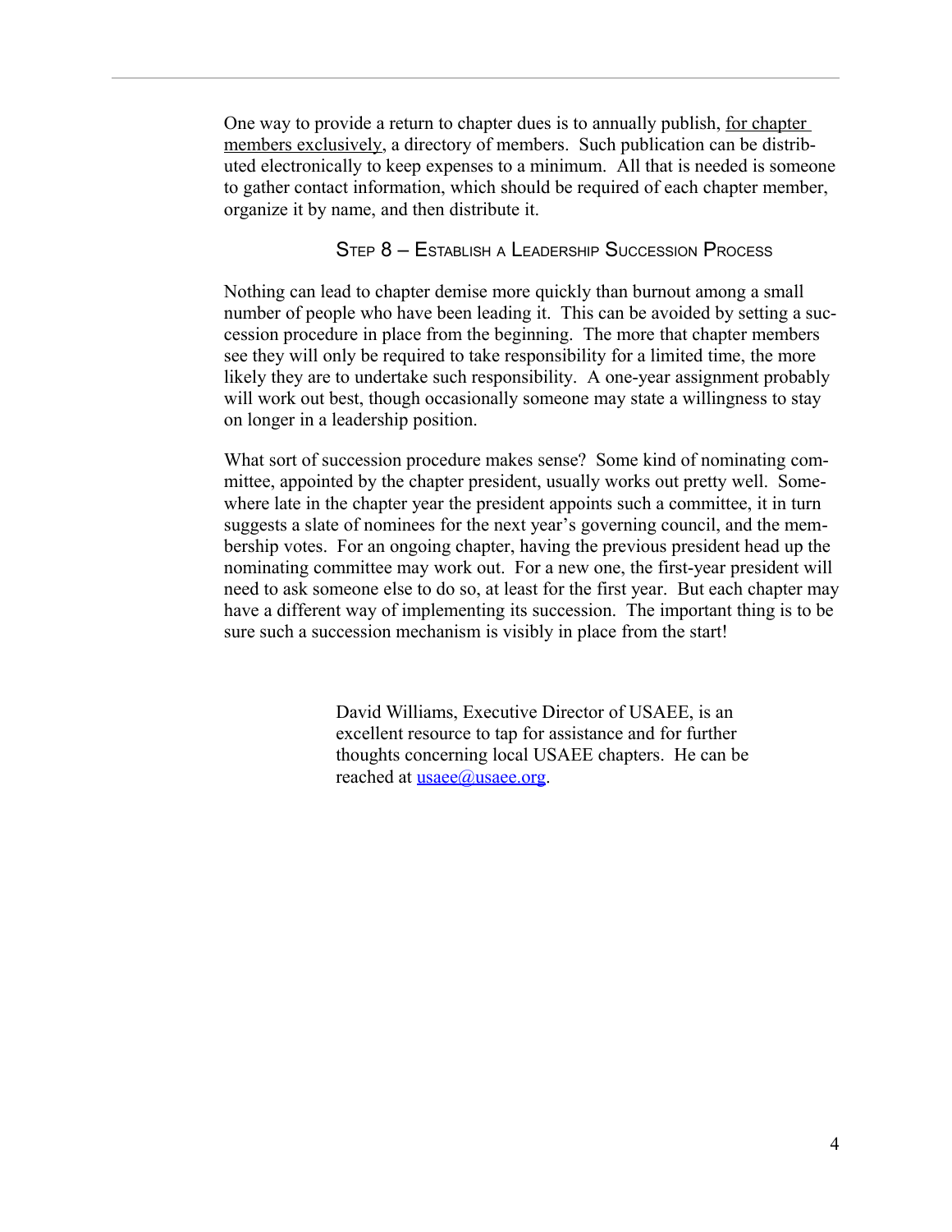One way to provide a return to chapter dues is to annually publish, <u>for chapter members exclusively</u>, a directory of members. Such publication can be distributed electronically to keep expenses to a minimum. All that is needed is someone to gather contact information, which should be required of each chapter member, organize it by name, and then distribute it.

## Step 8 – Establish a Leadership Succession Process

Nothing can lead to chapter demise more quickly than burnout among a small number of people who have been leading it. This can be avoided by setting a succession procedure in place from the beginning. The more that chapter members see they will only be required to take responsibility for a limited time, the more likely they are to undertake such responsibility. A one-year assignment probably will work out best, though occasionally someone may state a willingness to stay on longer in a leadership position.

What sort of succession procedure makes sense? Some kind of nominating committee, appointed by the chapter president, usually works out pretty well. Somewhere late in the chapter year the president appoints such a committee, it in turn suggests a slate of nominees for the next year's governing council, and the membership votes. For an ongoing chapter, having the previous president head up the nominating committee may work out. For a new one, the first-year president will need to ask someone else to do so, at least for the first year. But each chapter may have a different way of implementing its succession. The important thing is to be sure such a succession mechanism is visibly in place from the start!

David Williams, Executive Director of USAEE, is an excellent resource to tap for assistance and for further thoughts concerning local USAEE chapters. He can be reached at usaee@usaee.org.